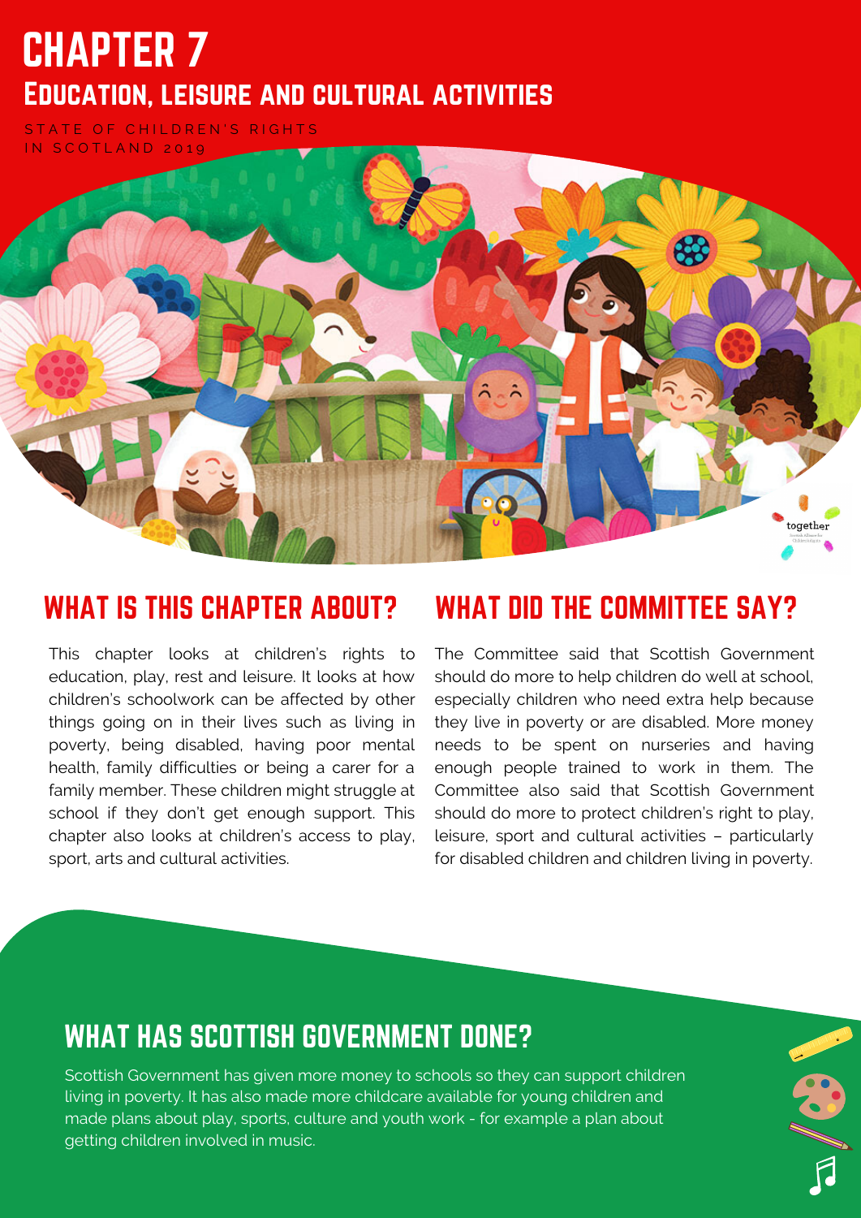# CHAPTER 7

## Education, leisure and cultural activities

STATE OF CHILDREN'S RIGHTS IN SCOTLAND 2019

## WHAT IS THIS CHAPTER ABOUT?

This chapter looks at children's rights to education, play, rest and leisure. It looks at how children's schoolwork can be affected by other things going on in their lives such as living in poverty, being disabled, having poor mental health, family difficulties or being a carer for a family member. These children might struggle at school if they don't get enough support. This chapter also looks at children's access to play, sport, arts and cultural activities.

## WHAT DID THE COMMITTEE SAY?

The Committee said that Scottish Government should do more to help children do well at school, especially children who need extra help because they live in poverty or are disabled. More money needs to be spent on nurseries and having enough people trained to work in them. The Committee also said that Scottish Government should do more to protect children's right to play, leisure, sport and cultural activities – particularly for disabled children and children living in poverty.

## WHAT HAS SCOTTISH GOVERNMENT DONE?

Scottish Government has given more money to schools so they can support children living in poverty. It has also made more childcare available for young children and made plans about play, sports, culture and youth work - for example a plan about getting children involved in music.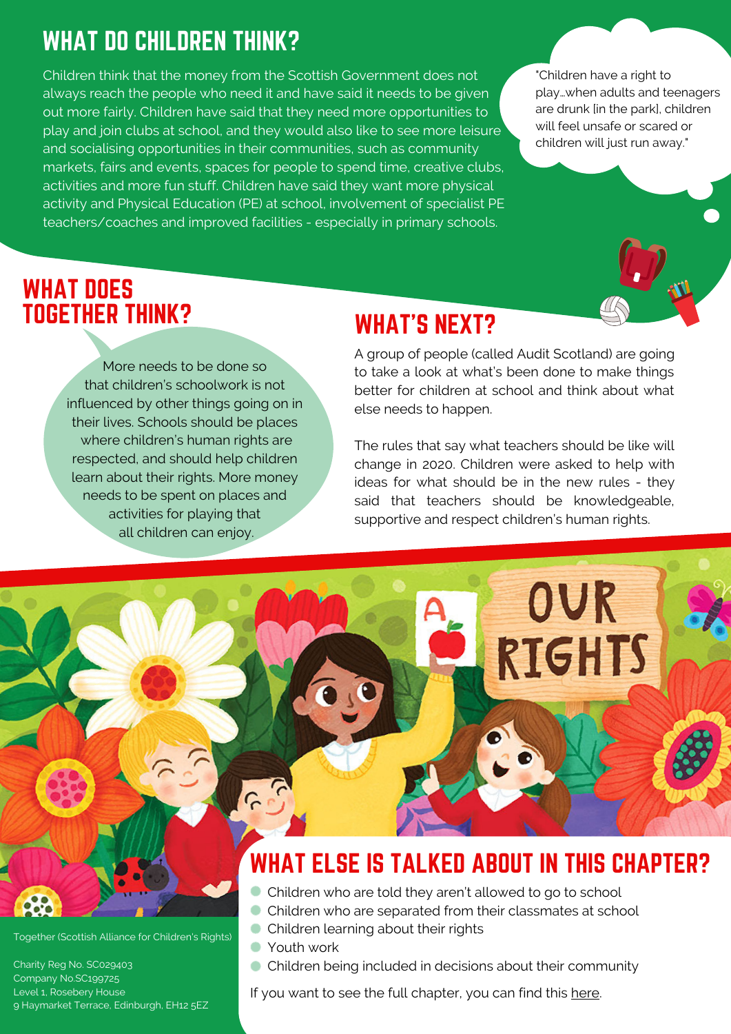## WHAT DO CHILDREN THINK?

Children think that the money from the Scottish Government does not always reach the people who need it and have said it needs to be given out more fairly. Children have said that they need more opportunities to play and join clubs at school, and they would also like to see more leisure and socialising opportunities in their communities, such as community markets, fairs and events, spaces for people to spend time, creative clubs, activities and more fun stuff. Children have said they want more physical activity and Physical Education (PE) at school, involvement of specialist PE teachers/coaches and improved facilities - especially in primary schools.

"Children have a right to play…when adults and teenagers are drunk [in the park], children will feel unsafe or scared or children will just run away."

## WHAT DOES TOGETHER THINK?

More needs to be done so that children's schoolwork is not influenced by other things going on in their lives. Schools should be places where children's human rights are respected, and should help children learn about their rights. More money needs to be spent on places and activities for playing that all children can enjoy.

## WHAT'S NEXT?

A group of people (called Audit Scotland) are going to take a look at what's been done to make things better for children at school and think about what else needs to happen.

The rules that say what teachers should be like will change in 2020. Children were asked to help with ideas for what should be in the new rules - they said that teachers should be knowledgeable, supportive and respect children's human rights.

## WHAT ELSE IS TALKED ABOUT IN THIS CHAPTER?

- Children who are told they aren't allowed to go to school
- Children who are separated from their classmates at school
- Children learning about their rights
- Youth work
- Children being included in decisions about their community

If you want to see the full chapter, you can find this here.

Together (Scottish Alliance for Children's Rights)

Charity Reg No. SC029403
Company No.SC199725
Level 1, Rosebery House
9 Haymarket Terrace, Edinburgh, EH12 5EZ